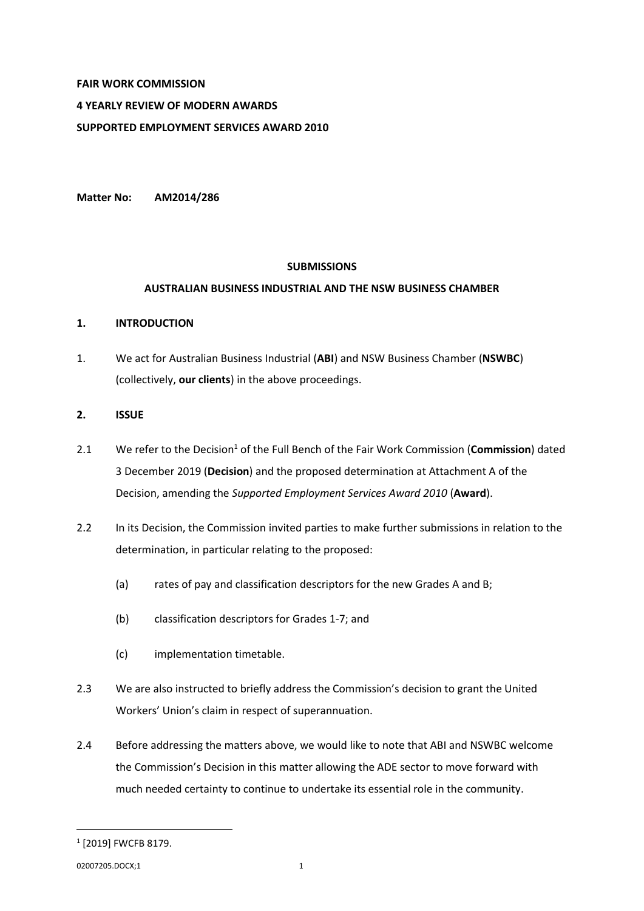**FAIR WORK COMMISSION**

**4 YEARLY REVIEW OF MODERN AWARDS**

**SUPPORTED EMPLOYMENT SERVICES AWARD 2010**

**Matter No: AM2014/286**

**SUBMISSIONS**

**AUSTRALIAN BUSINESS INDUSTRIAL AND THE NSW BUSINESS CHAMBER**

## 1. INTRODUCTION

1. We act for Australian Business Industrial (**ABI**) and NSW Business Chamber (**NSWBC**) (collectively, **our clients**) in the above proceedings.

## 2. ISSUE

2.1 We refer to the Decision[1] of the Full Bench of the Fair Work Commission (**Commission**) dated 3 December 2019 (**Decision**) and the proposed determination at Attachment A of the Decision, amending the *Supported Employment Services Award 2010* (**Award**).

2.2 In its Decision, the Commission invited parties to make further submissions in relation to the determination, in particular relating to the proposed:

(a) rates of pay and classification descriptors for the new Grades A and B;

(b) classification descriptors for Grades 1-7; and

(c) implementation timetable.

2.3 We are also instructed to briefly address the Commission's decision to grant the United Workers' Union's claim in respect of superannuation.

2.4 Before addressing the matters above, we would like to note that ABI and NSWBC welcome the Commission's Decision in this matter allowing the ADE sector to move forward with much needed certainty to continue to undertake its essential role in the community.

---

[1] [2019] FWCFB 8179.

02007205.DOCX;1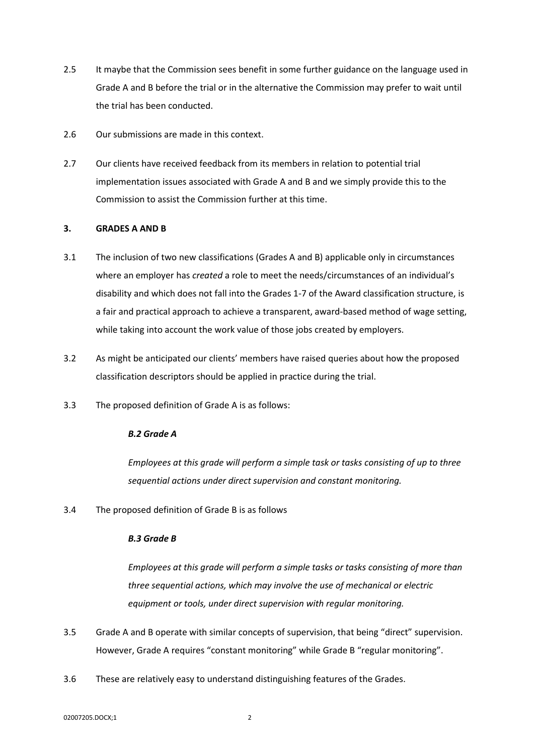2.5 It maybe that the Commission sees benefit in some further guidance on the language used in Grade A and B before the trial or in the alternative the Commission may prefer to wait until the trial has been conducted.

2.6 Our submissions are made in this context.

2.7 Our clients have received feedback from its members in relation to potential trial implementation issues associated with Grade A and B and we simply provide this to the Commission to assist the Commission further at this time.

## 3. GRADES A AND B

3.1 The inclusion of two new classifications (Grades A and B) applicable only in circumstances where an employer has *created* a role to meet the needs/circumstances of an individual's disability and which does not fall into the Grades 1-7 of the Award classification structure, is a fair and practical approach to achieve a transparent, award-based method of wage setting, while taking into account the work value of those jobs created by employers.

3.2 As might be anticipated our clients' members have raised queries about how the proposed classification descriptors should be applied in practice during the trial.

3.3 The proposed definition of Grade A is as follows:

> ***B.2 Grade A***
>
> *Employees at this grade will perform a simple task or tasks consisting of up to three sequential actions under direct supervision and constant monitoring.*

3.4 The proposed definition of Grade B is as follows

> ***B.3 Grade B***
>
> *Employees at this grade will perform a simple tasks or tasks consisting of more than three sequential actions, which may involve the use of mechanical or electric equipment or tools, under direct supervision with regular monitoring.*

3.5 Grade A and B operate with similar concepts of supervision, that being "direct" supervision. However, Grade A requires "constant monitoring" while Grade B "regular monitoring".

3.6 These are relatively easy to understand distinguishing features of the Grades.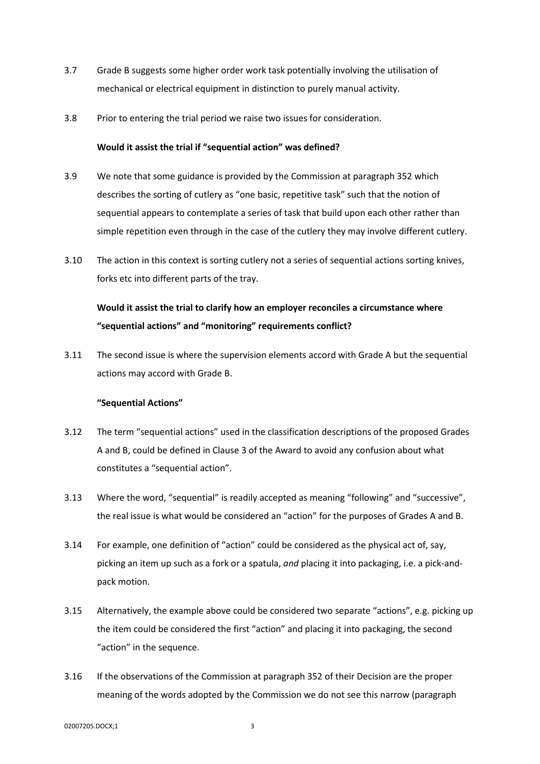3.7 Grade B suggests some higher order work task potentially involving the utilisation of mechanical or electrical equipment in distinction to purely manual activity.

3.8 Prior to entering the trial period we raise two issues for consideration.

**Would it assist the trial if "sequential action" was defined?**

3.9 We note that some guidance is provided by the Commission at paragraph 352 which describes the sorting of cutlery as "one basic, repetitive task" such that the notion of sequential appears to contemplate a series of task that build upon each other rather than simple repetition even through in the case of the cutlery they may involve different cutlery.

3.10 The action in this context is sorting cutlery not a series of sequential actions sorting knives, forks etc into different parts of the tray.

**Would it assist the trial to clarify how an employer reconciles a circumstance where "sequential actions" and "monitoring" requirements conflict?**

3.11 The second issue is where the supervision elements accord with Grade A but the sequential actions may accord with Grade B.

**"Sequential Actions"**

3.12 The term "sequential actions" used in the classification descriptions of the proposed Grades A and B, could be defined in Clause 3 of the Award to avoid any confusion about what constitutes a "sequential action".

3.13 Where the word, "sequential" is readily accepted as meaning "following" and "successive", the real issue is what would be considered an "action" for the purposes of Grades A and B.

3.14 For example, one definition of "action" could be considered as the physical act of, say, picking an item up such as a fork or a spatula, *and* placing it into packaging, i.e. a pick-and-pack motion.

3.15 Alternatively, the example above could be considered two separate "actions", e.g. picking up the item could be considered the first "action" and placing it into packaging, the second "action" in the sequence.

3.16 If the observations of the Commission at paragraph 352 of their Decision are the proper meaning of the words adopted by the Commission we do not see this narrow (paragraph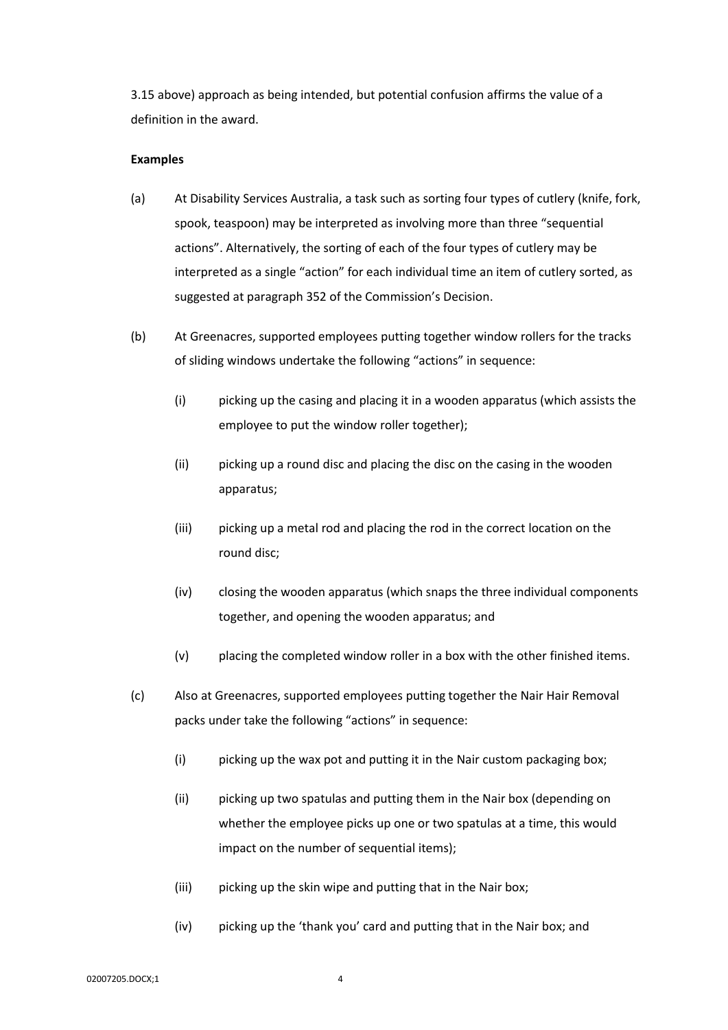3.15 above) approach as being intended, but potential confusion affirms the value of a definition in the award.

**Examples**

(a) At Disability Services Australia, a task such as sorting four types of cutlery (knife, fork, spook, teaspoon) may be interpreted as involving more than three "sequential actions". Alternatively, the sorting of each of the four types of cutlery may be interpreted as a single "action" for each individual time an item of cutlery sorted, as suggested at paragraph 352 of the Commission's Decision.

(b) At Greenacres, supported employees putting together window rollers for the tracks of sliding windows undertake the following "actions" in sequence:

   (i) picking up the casing and placing it in a wooden apparatus (which assists the employee to put the window roller together);

   (ii) picking up a round disc and placing the disc on the casing in the wooden apparatus;

   (iii) picking up a metal rod and placing the rod in the correct location on the round disc;

   (iv) closing the wooden apparatus (which snaps the three individual components together, and opening the wooden apparatus; and

   (v) placing the completed window roller in a box with the other finished items.

(c) Also at Greenacres, supported employees putting together the Nair Hair Removal packs under take the following "actions" in sequence:

   (i) picking up the wax pot and putting it in the Nair custom packaging box;

   (ii) picking up two spatulas and putting them in the Nair box (depending on whether the employee picks up one or two spatulas at a time, this would impact on the number of sequential items);

   (iii) picking up the skin wipe and putting that in the Nair box;

   (iv) picking up the 'thank you' card and putting that in the Nair box; and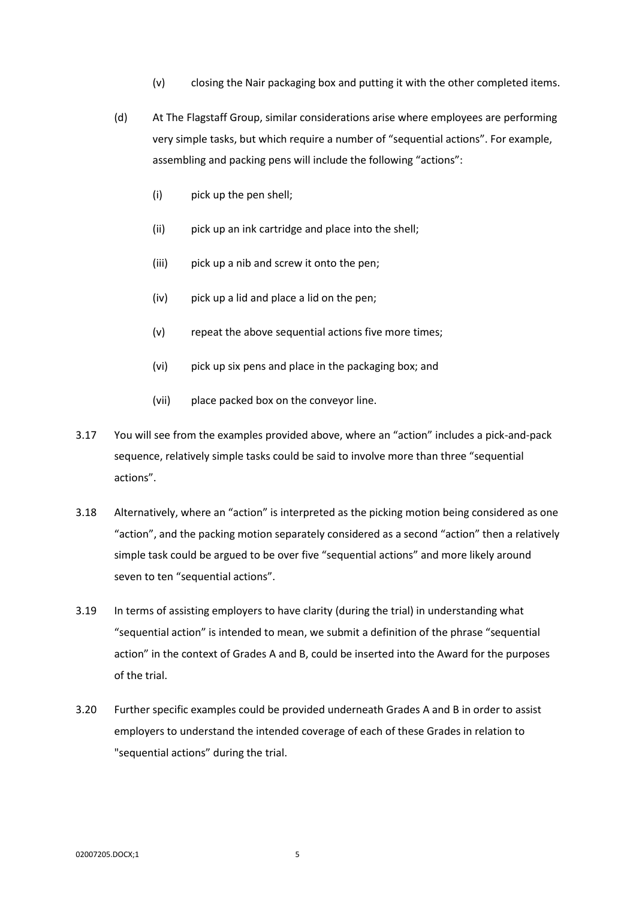(v) closing the Nair packaging box and putting it with the other completed items.

(d) At The Flagstaff Group, similar considerations arise where employees are performing very simple tasks, but which require a number of "sequential actions". For example, assembling and packing pens will include the following "actions":

(i) pick up the pen shell;

(ii) pick up an ink cartridge and place into the shell;

(iii) pick up a nib and screw it onto the pen;

(iv) pick up a lid and place a lid on the pen;

(v) repeat the above sequential actions five more times;

(vi) pick up six pens and place in the packaging box; and

(vii) place packed box on the conveyor line.

3.17 You will see from the examples provided above, where an "action" includes a pick-and-pack sequence, relatively simple tasks could be said to involve more than three "sequential actions".

3.18 Alternatively, where an "action" is interpreted as the picking motion being considered as one "action", and the packing motion separately considered as a second "action" then a relatively simple task could be argued to be over five "sequential actions" and more likely around seven to ten "sequential actions".

3.19 In terms of assisting employers to have clarity (during the trial) in understanding what "sequential action" is intended to mean, we submit a definition of the phrase "sequential action" in the context of Grades A and B, could be inserted into the Award for the purposes of the trial.

3.20 Further specific examples could be provided underneath Grades A and B in order to assist employers to understand the intended coverage of each of these Grades in relation to "sequential actions" during the trial.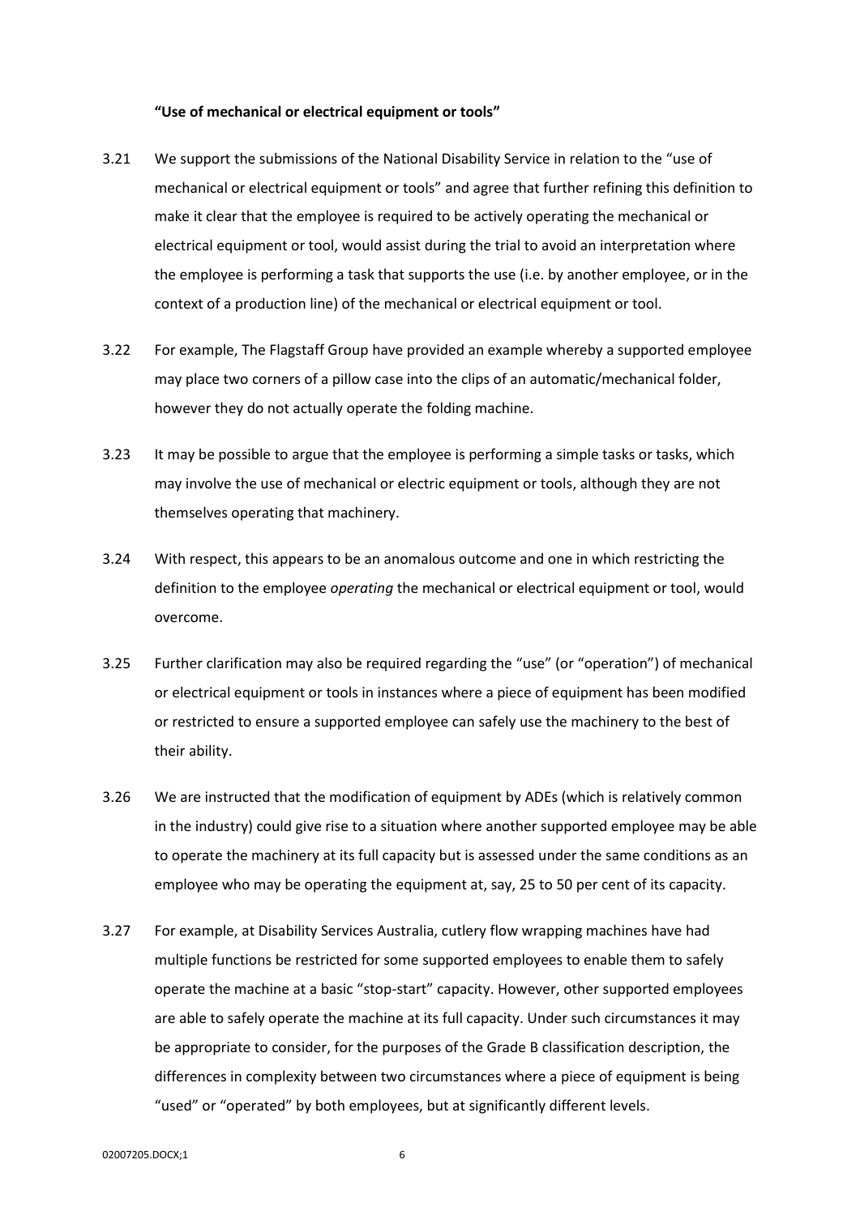**"Use of mechanical or electrical equipment or tools"**

3.21 We support the submissions of the National Disability Service in relation to the "use of mechanical or electrical equipment or tools" and agree that further refining this definition to make it clear that the employee is required to be actively operating the mechanical or electrical equipment or tool, would assist during the trial to avoid an interpretation where the employee is performing a task that supports the use (i.e. by another employee, or in the context of a production line) of the mechanical or electrical equipment or tool.

3.22 For example, The Flagstaff Group have provided an example whereby a supported employee may place two corners of a pillow case into the clips of an automatic/mechanical folder, however they do not actually operate the folding machine.

3.23 It may be possible to argue that the employee is performing a simple tasks or tasks, which may involve the use of mechanical or electric equipment or tools, although they are not themselves operating that machinery.

3.24 With respect, this appears to be an anomalous outcome and one in which restricting the definition to the employee *operating* the mechanical or electrical equipment or tool, would overcome.

3.25 Further clarification may also be required regarding the "use" (or "operation") of mechanical or electrical equipment or tools in instances where a piece of equipment has been modified or restricted to ensure a supported employee can safely use the machinery to the best of their ability.

3.26 We are instructed that the modification of equipment by ADEs (which is relatively common in the industry) could give rise to a situation where another supported employee may be able to operate the machinery at its full capacity but is assessed under the same conditions as an employee who may be operating the equipment at, say, 25 to 50 per cent of its capacity.

3.27 For example, at Disability Services Australia, cutlery flow wrapping machines have had multiple functions be restricted for some supported employees to enable them to safely operate the machine at a basic "stop-start" capacity. However, other supported employees are able to safely operate the machine at its full capacity. Under such circumstances it may be appropriate to consider, for the purposes of the Grade B classification description, the differences in complexity between two circumstances where a piece of equipment is being "used" or "operated" by both employees, but at significantly different levels.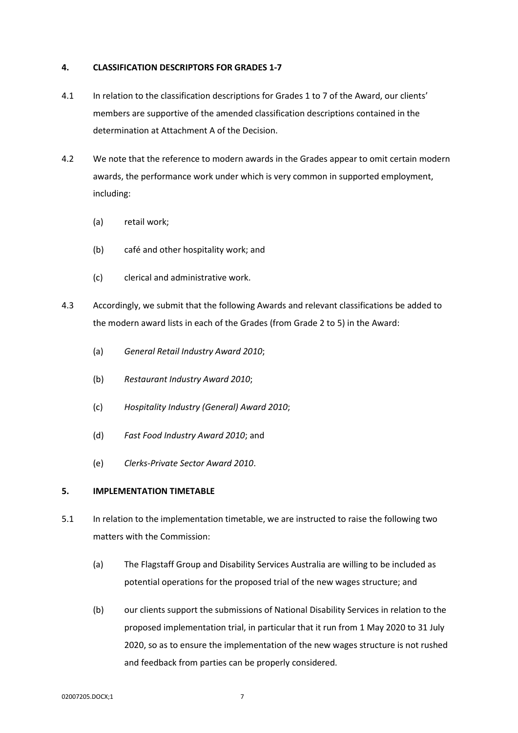## 4. CLASSIFICATION DESCRIPTORS FOR GRADES 1-7

4.1 In relation to the classification descriptions for Grades 1 to 7 of the Award, our clients' members are supportive of the amended classification descriptions contained in the determination at Attachment A of the Decision.

4.2 We note that the reference to modern awards in the Grades appear to omit certain modern awards, the performance work under which is very common in supported employment, including:

(a) retail work;

(b) café and other hospitality work; and

(c) clerical and administrative work.

4.3 Accordingly, we submit that the following Awards and relevant classifications be added to the modern award lists in each of the Grades (from Grade 2 to 5) in the Award:

(a) *General Retail Industry Award 2010*;

(b) *Restaurant Industry Award 2010*;

(c) *Hospitality Industry (General) Award 2010*;

(d) *Fast Food Industry Award 2010*; and

(e) *Clerks-Private Sector Award 2010*.

## 5. IMPLEMENTATION TIMETABLE

5.1 In relation to the implementation timetable, we are instructed to raise the following two matters with the Commission:

(a) The Flagstaff Group and Disability Services Australia are willing to be included as potential operations for the proposed trial of the new wages structure; and

(b) our clients support the submissions of National Disability Services in relation to the proposed implementation trial, in particular that it run from 1 May 2020 to 31 July 2020, so as to ensure the implementation of the new wages structure is not rushed and feedback from parties can be properly considered.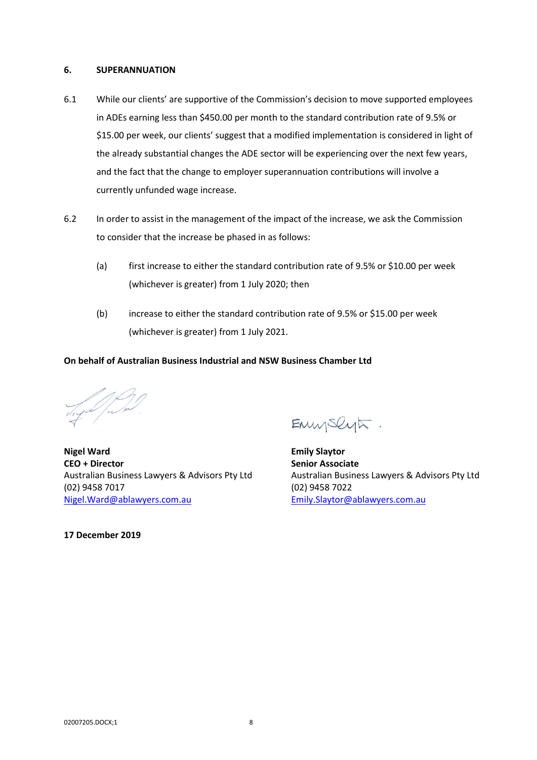## 6. SUPERANNUATION

6.1 While our clients' are supportive of the Commission's decision to move supported employees in ADEs earning less than $450.00 per month to the standard contribution rate of 9.5% or $15.00 per week, our clients' suggest that a modified implementation is considered in light of the already substantial changes the ADE sector will be experiencing over the next few years, and the fact that the change to employer superannuation contributions will involve a currently unfunded wage increase.

6.2 In order to assist in the management of the impact of the increase, we ask the Commission to consider that the increase be phased in as follows:

(a) first increase to either the standard contribution rate of 9.5% or $10.00 per week (whichever is greater) from 1 July 2020; then

(b) increase to either the standard contribution rate of 9.5% or $15.00 per week (whichever is greater) from 1 July 2021.

**On behalf of Australian Business Industrial and NSW Business Chamber Ltd**

**Nigel Ward**
**CEO + Director**
Australian Business Lawyers & Advisors Pty Ltd
(02) 9458 7017
Nigel.Ward@ablawyers.com.au

**Emily Slaytor**
**Senior Associate**
Australian Business Lawyers & Advisors Pty Ltd
(02) 9458 7022
Emily.Slaytor@ablawyers.com.au

**17 December 2019**

02007205.DOCX;1